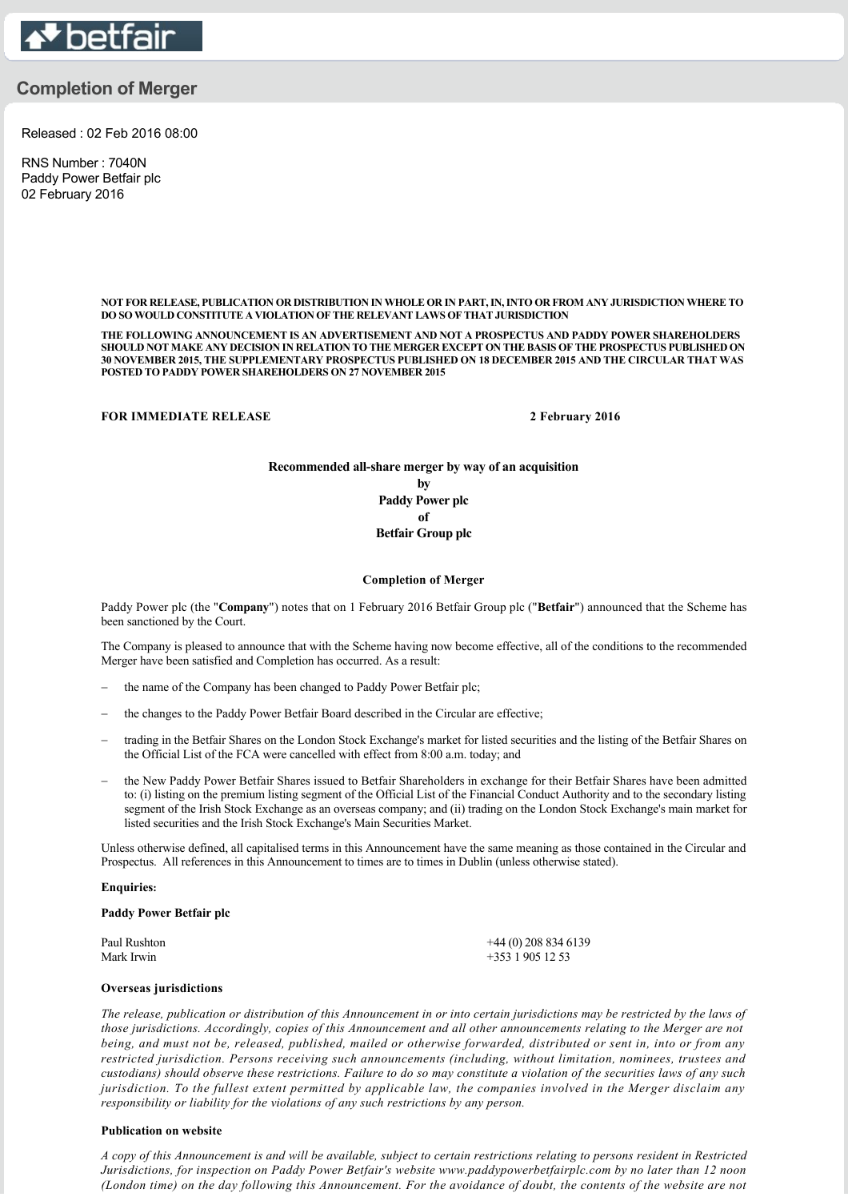# Completion of Merger

Released : 02 Feb 2016 08:00

RNS Number : 7040N
Paddy Power Betfair plc
02 February 2016

**NOT FOR RELEASE, PUBLICATION OR DISTRIBUTION IN WHOLE OR IN PART, IN, INTO OR FROM ANY JURISDICTION WHERE TO DO SO WOULD CONSTITUTE A VIOLATION OF THE RELEVANT LAWS OF THAT JURISDICTION**

**THE FOLLOWING ANNOUNCEMENT IS AN ADVERTISEMENT AND NOT A PROSPECTUS AND PADDY POWER SHAREHOLDERS SHOULD NOT MAKE ANY DECISION IN RELATION TO THE MERGER EXCEPT ON THE BASIS OF THE PROSPECTUS PUBLISHED ON 30 NOVEMBER 2015, THE SUPPLEMENTARY PROSPECTUS PUBLISHED ON 18 DECEMBER 2015 AND THE CIRCULAR THAT WAS POSTED TO PADDY POWER SHAREHOLDERS ON 27 NOVEMBER 2015**

**FOR IMMEDIATE RELEASE** **2 February 2016**

**Recommended all-share merger by way of an acquisition**
**by**
**Paddy Power plc**
**of**
**Betfair Group plc**

**Completion of Merger**

Paddy Power plc (the "**Company**") notes that on 1 February 2016 Betfair Group plc ("**Betfair**") announced that the Scheme has been sanctioned by the Court.

The Company is pleased to announce that with the Scheme having now become effective, all of the conditions to the recommended Merger have been satisfied and Completion has occurred. As a result:

- the name of the Company has been changed to Paddy Power Betfair plc;
- the changes to the Paddy Power Betfair Board described in the Circular are effective;
- trading in the Betfair Shares on the London Stock Exchange's market for listed securities and the listing of the Betfair Shares on the Official List of the FCA were cancelled with effect from 8:00 a.m. today; and
- the New Paddy Power Betfair Shares issued to Betfair Shareholders in exchange for their Betfair Shares have been admitted to: (i) listing on the premium listing segment of the Official List of the Financial Conduct Authority and to the secondary listing segment of the Irish Stock Exchange as an overseas company; and (ii) trading on the London Stock Exchange's main market for listed securities and the Irish Stock Exchange's Main Securities Market.

Unless otherwise defined, all capitalised terms in this Announcement have the same meaning as those contained in the Circular and Prospectus. All references in this Announcement to times are to times in Dublin (unless otherwise stated).

**Enquiries:**

**Paddy Power Betfair plc**

| | |
|---|---|
| Paul Rushton | +44 (0) 208 834 6139 |
| Mark Irwin | +353 1 905 12 53 |

**Overseas jurisdictions**

*The release, publication or distribution of this Announcement in or into certain jurisdictions may be restricted by the laws of those jurisdictions. Accordingly, copies of this Announcement and all other announcements relating to the Merger are not being, and must not be, released, published, mailed or otherwise forwarded, distributed or sent in, into or from any restricted jurisdiction. Persons receiving such announcements (including, without limitation, nominees, trustees and custodians) should observe these restrictions. Failure to do so may constitute a violation of the securities laws of any such jurisdiction. To the fullest extent permitted by applicable law, the companies involved in the Merger disclaim any responsibility or liability for the violations of any such restrictions by any person.*

**Publication on website**

*A copy of this Announcement is and will be available, subject to certain restrictions relating to persons resident in Restricted Jurisdictions, for inspection on Paddy Power Betfair's website www.paddypowerbetfairplc.com by no later than 12 noon (London time) on the day following this Announcement. For the avoidance of doubt, the contents of the website are not*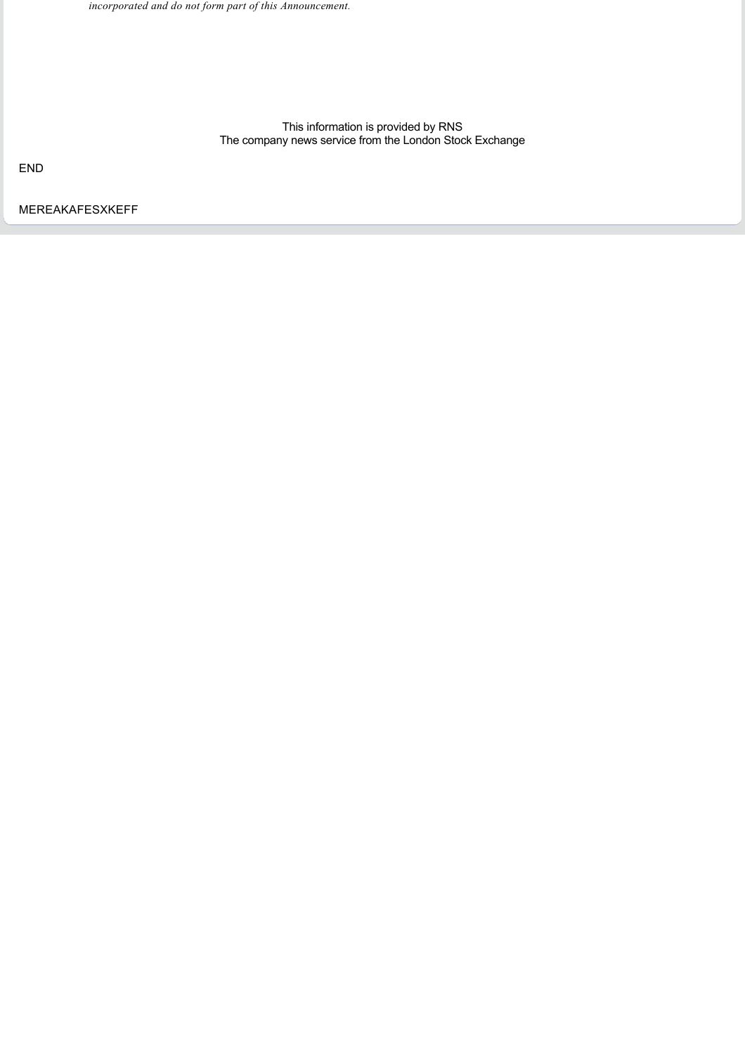*incorporated and do not form part of this Announcement.*

This information is provided by RNS
The company news service from the London Stock Exchange

END

MEREAKAFESXKEFF